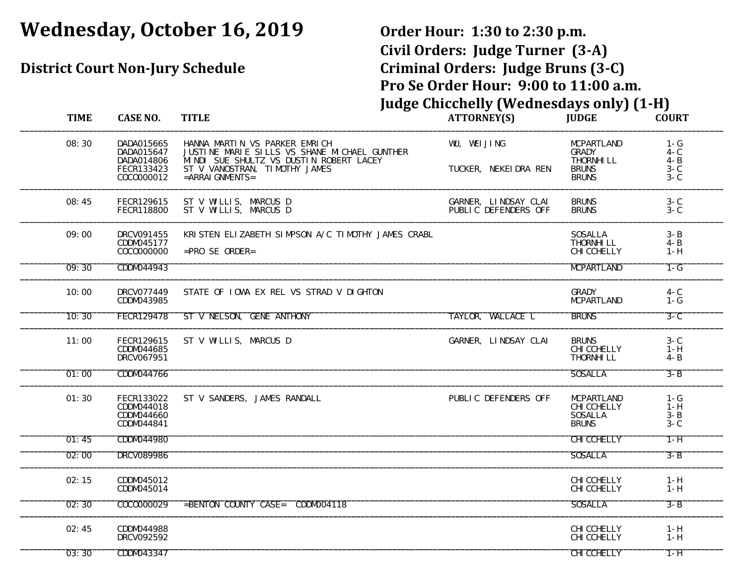# Wednesday, October 16, 2019

## District Court Non-Jury Schedule

**Order Hour: 1:30 to 2:30 p.m.**
**Civil Orders: Judge Turner (3-A)**
**Criminal Orders: Judge Bruns (3-C)**
**Pro Se Order Hour: 9:00 to 11:00 a.m.**
**Judge Chicchelly (Wednesdays only) (1-H)**

| TIME | CASE NO. | TITLE | ATTORNEY(S) | JUDGE | COURT |
|---|---|---|---|---|---|
| 08:30 | DADA015665 | HANNA MARTIN VS PARKER EMRICH | WU, WEIJING | MCPARTLAND | 1-G |
| | DADA015647 | JUSTINE MARIE SILLS VS SHANE MICHAEL GUNTHER | | GRADY | 4-C |
| | DADA014806 | MINDI SUE SHULTZ VS DUSTIN ROBERT LACEY | | THORNHILL | 4-B |
| | FECR133423 | ST V VANOSTRAN, TIMOTHY JAMES | TUCKER, NEKEIDRA REN | BRUNS | 3-C |
| | COCO000012 | =ARRAIGNMENTS= | | BRUNS | 3-C |
| 08:45 | FECR129615 | ST V WILLIS, MARCUS D | GARNER, LINDSAY CLAI | BRUNS | 3-C |
| | FECR118800 | ST V WILLIS, MARCUS D | PUBLIC DEFENDERS OFF | BRUNS | 3-C |
| 09:00 | DRCV091455 | KRISTEN ELIZABETH SIMPSON A/C TIMOTHY JAMES CRABL | | SOSALLA | 3-B |
| | CDDM045177 | | | THORNHILL | 4-B |
| | COCO000000 | =PRO SE ORDER= | | CHICCHELLY | 1-H |
| 09:30 | CDDM044943 | | | MCPARTLAND | 1-G |
| 10:00 | DRCV077449 | STATE OF IOWA EX REL VS STRAD V DIGHTON | | GRADY | 4-C |
| | CDDM043985 | | | MCPARTLAND | 1-G |
| 10:30 | FECR129478 | ST V NELSON, GENE ANTHONY | TAYLOR, WALLACE L | BRUNS | 3-C |
| 11:00 | FECR129615 | ST V WILLIS, MARCUS D | GARNER, LINDSAY CLAI | BRUNS | 3-C |
| | CDDM044685 | | | CHICCHELLY | 1-H |
| | DRCV067951 | | | THORNHILL | 4-B |
| 01:00 | CDDM044766 | | | SOSALLA | 3-B |
| 01:30 | FECR133022 | ST V SANDERS, JAMES RANDALL | PUBLIC DEFENDERS OFF | MCPARTLAND | 1-G |
| | CDDM044018 | | | CHICCHELLY | 1-H |
| | CDDM044660 | | | SOSALLA | 3-B |
| | CDDM044841 | | | BRUNS | 3-C |
| 01:45 | CDDM044980 | | | CHICCHELLY | 1-H |
| 02:00 | DRCV089986 | | | SOSALLA | 3-B |
| 02:15 | CDDM045012 | | | CHICCHELLY | 1-H |
| | CDDM045014 | | | CHICCHELLY | 1-H |
| 02:30 | COCO000029 | =BENTON COUNTY CASE= CDDM004118 | | SOSALLA | 3-B |
| 02:45 | CDDM044988 | | | CHICCHELLY | 1-H |
| | DRCV092592 | | | CHICCHELLY | 1-H |
| 03:30 | CDDM043347 | | | CHICCHELLY | 1-H |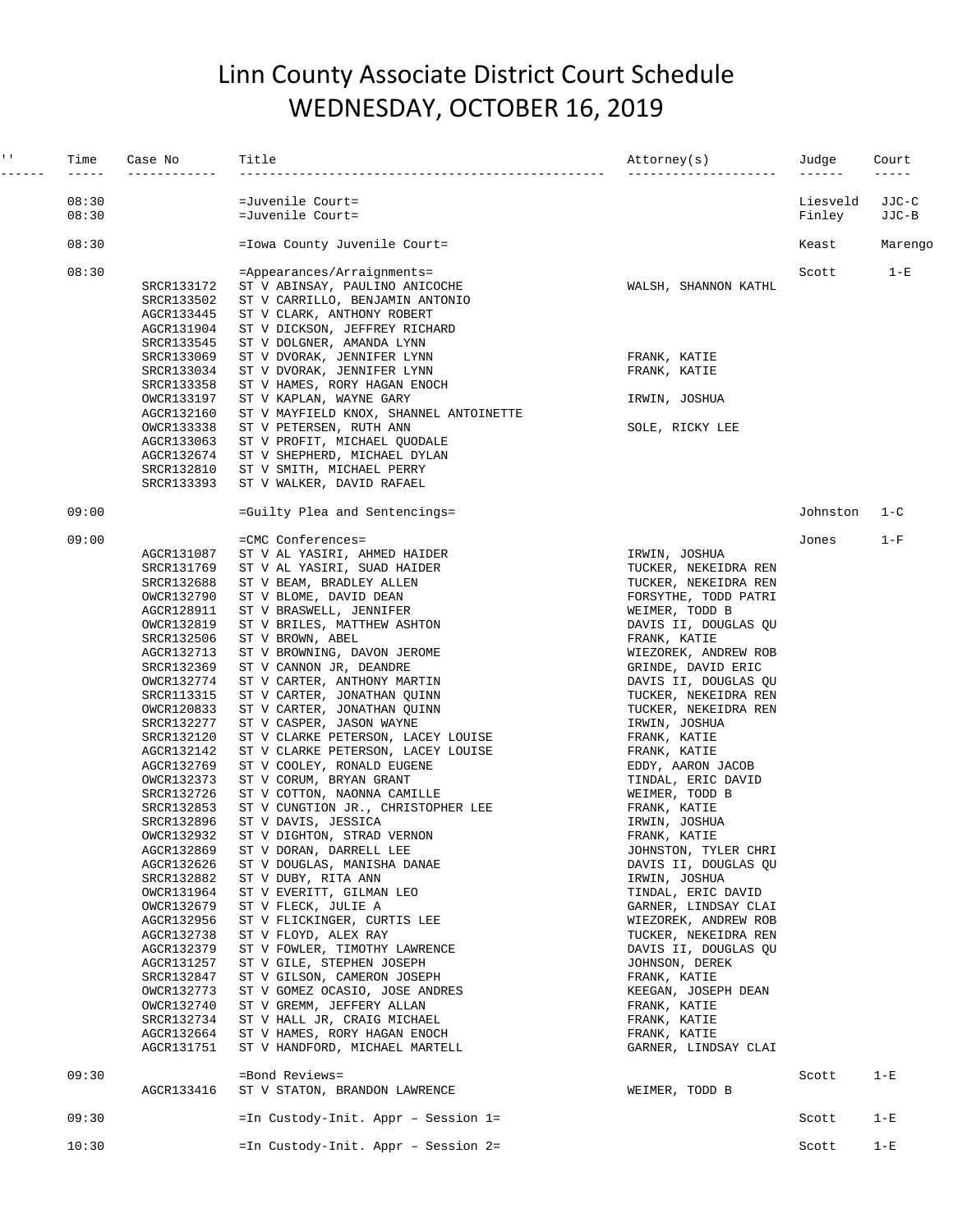# Linn County Associate District Court Schedule
# WEDNESDAY, OCTOBER 16, 2019

| '' | Time | Case No | Title | Attorney(s) | Judge | Court |
|---|---|---|---|---|---|---|
| | 08:30 | | =Juvenile Court= | | Liesveld | JJC-C |
| | 08:30 | | =Juvenile Court= | | Finley | JJC-B |
| | 08:30 | | =Iowa County Juvenile Court= | | Keast | Marengo |
| | 08:30 | | =Appearances/Arraignments= | | Scott | 1-E |
| | | SRCR133172 | ST V ABINSAY, PAULINO ANICOCHE | WALSH, SHANNON KATHL | | |
| | | SRCR133502 | ST V CARRILLO, BENJAMIN ANTONIO | | | |
| | | AGCR133445 | ST V CLARK, ANTHONY ROBERT | | | |
| | | AGCR131904 | ST V DICKSON, JEFFREY RICHARD | | | |
| | | SRCR133545 | ST V DOLGNER, AMANDA LYNN | | | |
| | | SRCR133069 | ST V DVORAK, JENNIFER LYNN | FRANK, KATIE | | |
| | | SRCR133034 | ST V DVORAK, JENNIFER LYNN | FRANK, KATIE | | |
| | | SRCR133358 | ST V HAMES, RORY HAGAN ENOCH | | | |
| | | OWCR133197 | ST V KAPLAN, WAYNE GARY | IRWIN, JOSHUA | | |
| | | AGCR132160 | ST V MAYFIELD KNOX, SHANNEL ANTOINETTE | | | |
| | | OWCR133338 | ST V PETERSEN, RUTH ANN | SOLE, RICKY LEE | | |
| | | AGCR133063 | ST V PROFIT, MICHAEL QUODALE | | | |
| | | AGCR132674 | ST V SHEPHERD, MICHAEL DYLAN | | | |
| | | SRCR132810 | ST V SMITH, MICHAEL PERRY | | | |
| | | SRCR133393 | ST V WALKER, DAVID RAFAEL | | | |
| | 09:00 | | =Guilty Plea and Sentencings= | | Johnston | 1-C |
| | 09:00 | | =CMC Conferences= | | Jones | 1-F |
| | | AGCR131087 | ST V AL YASIRI, AHMED HAIDER | IRWIN, JOSHUA | | |
| | | SRCR131769 | ST V AL YASIRI, SUAD HAIDER | TUCKER, NEKEIDRA REN | | |
| | | SRCR132688 | ST V BEAM, BRADLEY ALLEN | TUCKER, NEKEIDRA REN | | |
| | | OWCR132790 | ST V BLOME, DAVID DEAN | FORSYTHE, TODD PATRI | | |
| | | AGCR128911 | ST V BRASWELL, JENNIFER | WEIMER, TODD B | | |
| | | OWCR132819 | ST V BRILES, MATTHEW ASHTON | DAVIS II, DOUGLAS QU | | |
| | | SRCR132506 | ST V BROWN, ABEL | FRANK, KATIE | | |
| | | AGCR132713 | ST V BROWNING, DAVON JEROME | WIEZOREK, ANDREW ROB | | |
| | | SRCR132369 | ST V CANNON JR, DEANDRE | GRINDE, DAVID ERIC | | |
| | | OWCR132774 | ST V CARTER, ANTHONY MARTIN | DAVIS II, DOUGLAS QU | | |
| | | SRCR113315 | ST V CARTER, JONATHAN QUINN | TUCKER, NEKEIDRA REN | | |
| | | OWCR120833 | ST V CARTER, JONATHAN QUINN | TUCKER, NEKEIDRA REN | | |
| | | SRCR132277 | ST V CASPER, JASON WAYNE | IRWIN, JOSHUA | | |
| | | SRCR132120 | ST V CLARKE PETERSON, LACEY LOUISE | FRANK, KATIE | | |
| | | AGCR132142 | ST V CLARKE PETERSON, LACEY LOUISE | FRANK, KATIE | | |
| | | AGCR132769 | ST V COOLEY, RONALD EUGENE | EDDY, AARON JACOB | | |
| | | OWCR132373 | ST V CORUM, BRYAN GRANT | TINDAL, ERIC DAVID | | |
| | | SRCR132726 | ST V COTTON, NAONNA CAMILLE | WEIMER, TODD B | | |
| | | SRCR132853 | ST V CUNGTION JR., CHRISTOPHER LEE | FRANK, KATIE | | |
| | | SRCR132896 | ST V DAVIS, JESSICA | IRWIN, JOSHUA | | |
| | | OWCR132932 | ST V DIGHTON, STRAD VERNON | FRANK, KATIE | | |
| | | AGCR132869 | ST V DORAN, DARRELL LEE | JOHNSTON, TYLER CHRI | | |
| | | AGCR132626 | ST V DOUGLAS, MANISHA DANAE | DAVIS II, DOUGLAS QU | | |
| | | SRCR132882 | ST V DUBY, RITA ANN | IRWIN, JOSHUA | | |
| | | OWCR131964 | ST V EVERITT, GILMAN LEO | TINDAL, ERIC DAVID | | |
| | | OWCR132679 | ST V FLECK, JULIE A | GARNER, LINDSAY CLAI | | |
| | | AGCR132956 | ST V FLICKINGER, CURTIS LEE | WIEZOREK, ANDREW ROB | | |
| | | AGCR132738 | ST V FLOYD, ALEX RAY | TUCKER, NEKEIDRA REN | | |
| | | AGCR132379 | ST V FOWLER, TIMOTHY LAWRENCE | DAVIS II, DOUGLAS QU | | |
| | | AGCR131257 | ST V GILE, STEPHEN JOSEPH | JOHNSON, DEREK | | |
| | | SRCR132847 | ST V GILSON, CAMERON JOSEPH | FRANK, KATIE | | |
| | | OWCR132773 | ST V GOMEZ OCASIO, JOSE ANDRES | KEEGAN, JOSEPH DEAN | | |
| | | OWCR132740 | ST V GREMM, JEFFERY ALLAN | FRANK, KATIE | | |
| | | SRCR132734 | ST V HALL JR, CRAIG MICHAEL | FRANK, KATIE | | |
| | | AGCR132664 | ST V HAMES, RORY HAGAN ENOCH | FRANK, KATIE | | |
| | | AGCR131751 | ST V HANDFORD, MICHAEL MARTELL | GARNER, LINDSAY CLAI | | |
| | 09:30 | | =Bond Reviews= | | Scott | 1-E |
| | | AGCR133416 | ST V STATON, BRANDON LAWRENCE | WEIMER, TODD B | | |
| | 09:30 | | =In Custody-Init. Appr – Session 1= | | Scott | 1-E |
| | 10:30 | | =In Custody-Init. Appr – Session 2= | | Scott | 1-E |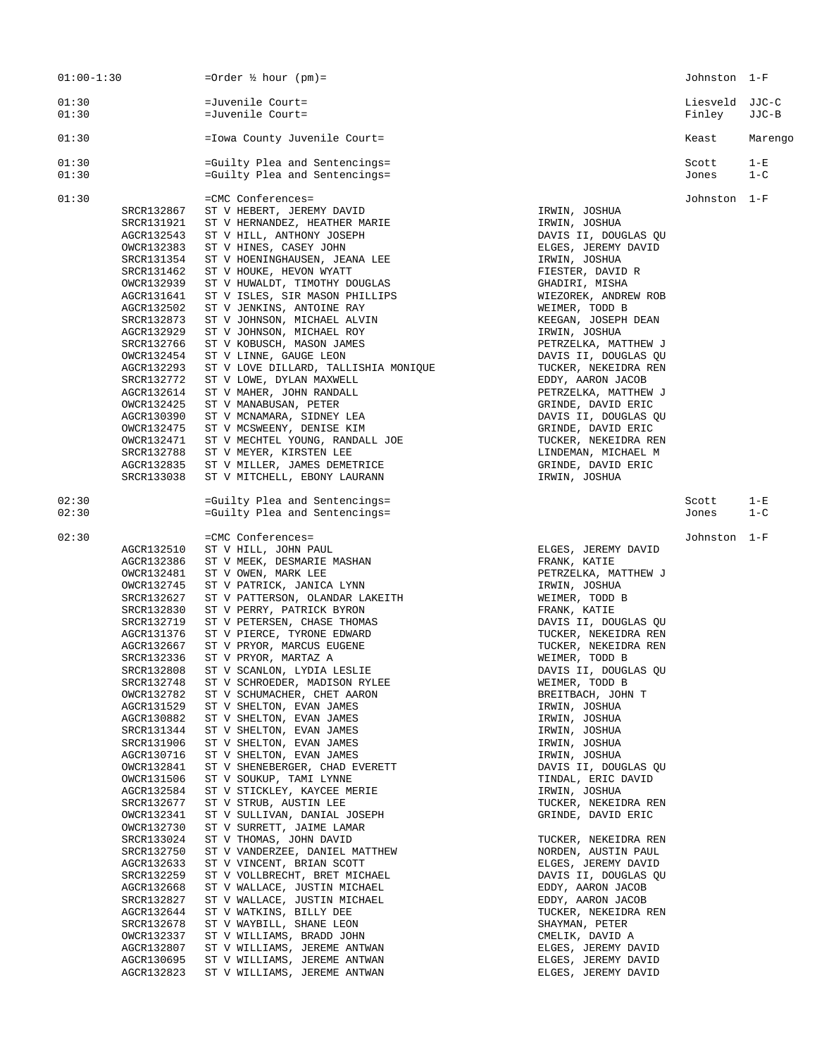| Time | Case No. | Description | Attorney | Judge | Room |
|---|---|---|---|---|---|
| 01:00-1:30 | | =Order ½ hour (pm)= | | Johnston | 1-F |
| 01:30 | | =Juvenile Court= | | Liesveld | JJC-C |
| 01:30 | | =Juvenile Court= | | Finley | JJC-B |
| 01:30 | | =Iowa County Juvenile Court= | | Keast | Marengo |
| 01:30 | | =Guilty Plea and Sentencings= | | Scott | 1-E |
| 01:30 | | =Guilty Plea and Sentencings= | | Jones | 1-C |
| 01:30 | | =CMC Conferences= | | Johnston | 1-F |
| | SRCR132867 | ST V HEBERT, JEREMY DAVID | IRWIN, JOSHUA | | |
| | SRCR131921 | ST V HERNANDEZ, HEATHER MARIE | IRWIN, JOSHUA | | |
| | AGCR132543 | ST V HILL, ANTHONY JOSEPH | DAVIS II, DOUGLAS QU | | |
| | OWCR132383 | ST V HINES, CASEY JOHN | ELGES, JEREMY DAVID | | |
| | SRCR131354 | ST V HOENINGHAUSEN, JEANA LEE | IRWIN, JOSHUA | | |
| | SRCR131462 | ST V HOUKE, HEVON WYATT | FIESTER, DAVID R | | |
| | OWCR132939 | ST V HUWALDT, TIMOTHY DOUGLAS | GHADIRI, MISHA | | |
| | AGCR131641 | ST V ISLES, SIR MASON PHILLIPS | WIEZOREK, ANDREW ROB | | |
| | AGCR132502 | ST V JENKINS, ANTOINE RAY | WEIMER, TODD B | | |
| | SRCR132873 | ST V JOHNSON, MICHAEL ALVIN | KEEGAN, JOSEPH DEAN | | |
| | AGCR132929 | ST V JOHNSON, MICHAEL ROY | IRWIN, JOSHUA | | |
| | SRCR132766 | ST V KOBUSCH, MASON JAMES | PETRZELKA, MATTHEW J | | |
| | OWCR132454 | ST V LINNE, GAUGE LEON | DAVIS II, DOUGLAS QU | | |
| | AGCR132293 | ST V LOVE DILLARD, TALLISHIA MONIQUE | TUCKER, NEKEIDRA REN | | |
| | SRCR132772 | ST V LOWE, DYLAN MAXWELL | EDDY, AARON JACOB | | |
| | AGCR132614 | ST V MAHER, JOHN RANDALL | PETRZELKA, MATTHEW J | | |
| | OWCR132425 | ST V MANABUSAN, PETER | GRINDE, DAVID ERIC | | |
| | AGCR130390 | ST V MCNAMARA, SIDNEY LEA | DAVIS II, DOUGLAS QU | | |
| | OWCR132475 | ST V MCSWEENY, DENISE KIM | GRINDE, DAVID ERIC | | |
| | OWCR132471 | ST V MECHTEL YOUNG, RANDALL JOE | TUCKER, NEKEIDRA REN | | |
| | SRCR132788 | ST V MEYER, KIRSTEN LEE | LINDEMAN, MICHAEL M | | |
| | AGCR132835 | ST V MILLER, JAMES DEMETRICE | GRINDE, DAVID ERIC | | |
| | SRCR133038 | ST V MITCHELL, EBONY LAURANN | IRWIN, JOSHUA | | |
| 02:30 | | =Guilty Plea and Sentencings= | | Scott | 1-E |
| 02:30 | | =Guilty Plea and Sentencings= | | Jones | 1-C |
| 02:30 | | =CMC Conferences= | | Johnston | 1-F |
| | AGCR132510 | ST V HILL, JOHN PAUL | ELGES, JEREMY DAVID | | |
| | AGCR132386 | ST V MEEK, DESMARIE MASHAN | FRANK, KATIE | | |
| | OWCR132481 | ST V OWEN, MARK LEE | PETRZELKA, MATTHEW J | | |
| | OWCR132745 | ST V PATRICK, JANICA LYNN | IRWIN, JOSHUA | | |
| | SRCR132627 | ST V PATTERSON, OLANDAR LAKEITH | WEIMER, TODD B | | |
| | SRCR132830 | ST V PERRY, PATRICK BYRON | FRANK, KATIE | | |
| | SRCR132719 | ST V PETERSEN, CHASE THOMAS | DAVIS II, DOUGLAS QU | | |
| | AGCR131376 | ST V PIERCE, TYRONE EDWARD | TUCKER, NEKEIDRA REN | | |
| | AGCR132667 | ST V PRYOR, MARCUS EUGENE | TUCKER, NEKEIDRA REN | | |
| | SRCR132336 | ST V PRYOR, MARTAZ A | WEIMER, TODD B | | |
| | SRCR132808 | ST V SCANLON, LYDIA LESLIE | DAVIS II, DOUGLAS QU | | |
| | SRCR132748 | ST V SCHROEDER, MADISON RYLEE | WEIMER, TODD B | | |
| | OWCR132782 | ST V SCHUMACHER, CHET AARON | BREITBACH, JOHN T | | |
| | AGCR131529 | ST V SHELTON, EVAN JAMES | IRWIN, JOSHUA | | |
| | AGCR130882 | ST V SHELTON, EVAN JAMES | IRWIN, JOSHUA | | |
| | SRCR131344 | ST V SHELTON, EVAN JAMES | IRWIN, JOSHUA | | |
| | SRCR131906 | ST V SHELTON, EVAN JAMES | IRWIN, JOSHUA | | |
| | AGCR130716 | ST V SHELTON, EVAN JAMES | IRWIN, JOSHUA | | |
| | OWCR132841 | ST V SHENEBERGER, CHAD EVERETT | DAVIS II, DOUGLAS QU | | |
| | OWCR131506 | ST V SOUKUP, TAMI LYNNE | TINDAL, ERIC DAVID | | |
| | AGCR132584 | ST V STICKLEY, KAYCEE MERIE | IRWIN, JOSHUA | | |
| | SRCR132677 | ST V STRUB, AUSTIN LEE | TUCKER, NEKEIDRA REN | | |
| | OWCR132341 | ST V SULLIVAN, DANIAL JOSEPH | GRINDE, DAVID ERIC | | |
| | OWCR132730 | ST V SURRETT, JAIME LAMAR | | | |
| | SRCR133024 | ST V THOMAS, JOHN DAVID | TUCKER, NEKEIDRA REN | | |
| | SRCR132750 | ST V VANDERZEE, DANIEL MATTHEW | NORDEN, AUSTIN PAUL | | |
| | AGCR132633 | ST V VINCENT, BRIAN SCOTT | ELGES, JEREMY DAVID | | |
| | SRCR132259 | ST V VOLLBRECHT, BRET MICHAEL | DAVIS II, DOUGLAS QU | | |
| | AGCR132668 | ST V WALLACE, JUSTIN MICHAEL | EDDY, AARON JACOB | | |
| | SRCR132827 | ST V WALLACE, JUSTIN MICHAEL | EDDY, AARON JACOB | | |
| | AGCR132644 | ST V WATKINS, BILLY DEE | TUCKER, NEKEIDRA REN | | |
| | SRCR132678 | ST V WAYBILL, SHANE LEON | SHAYMAN, PETER | | |
| | OWCR132337 | ST V WILLIAMS, BRADD JOHN | CMELIK, DAVID A | | |
| | AGCR132807 | ST V WILLIAMS, JEREME ANTWAN | ELGES, JEREMY DAVID | | |
| | AGCR130695 | ST V WILLIAMS, JEREME ANTWAN | ELGES, JEREMY DAVID | | |
| | AGCR132823 | ST V WILLIAMS, JEREME ANTWAN | ELGES, JEREMY DAVID | | |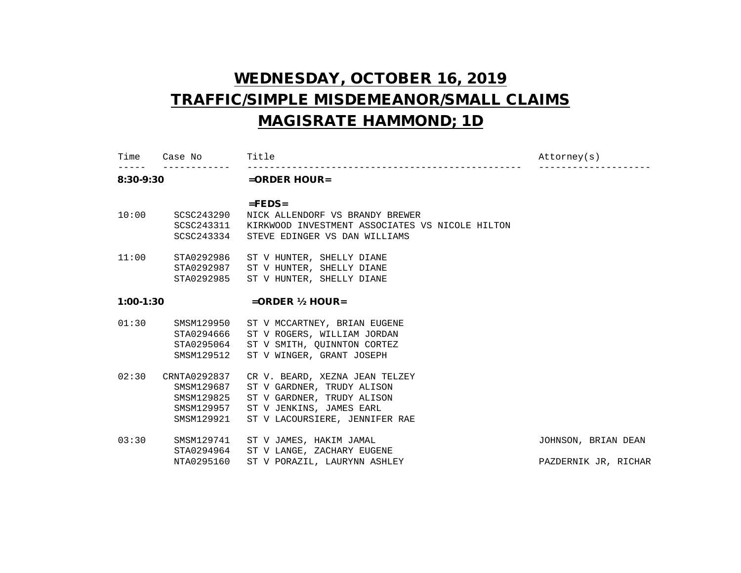# WEDNESDAY, OCTOBER 16, 2019

# TRAFFIC/SIMPLE MISDEMEANOR/SMALL CLAIMS

# MAGISRATE HAMMOND; 1D

| Time | Case No | Title | Attorney(s) |
|---|---|---|---|
| **8:30-9:30** | | **=ORDER HOUR=** | |
| | | **=FEDS=** | |
| 10:00 | SCSC243290 | NICK ALLENDORF VS BRANDY BREWER | |
| | SCSC243311 | KIRKWOOD INVESTMENT ASSOCIATES VS NICOLE HILTON | |
| | SCSC243334 | STEVE EDINGER VS DAN WILLIAMS | |
| 11:00 | STA0292986 | ST V HUNTER, SHELLY DIANE | |
| | STA0292987 | ST V HUNTER, SHELLY DIANE | |
| | STA0292985 | ST V HUNTER, SHELLY DIANE | |
| **1:00-1:30** | | **=ORDER ½ HOUR=** | |
| 01:30 | SMSM129950 | ST V MCCARTNEY, BRIAN EUGENE | |
| | STA0294666 | ST V ROGERS, WILLIAM JORDAN | |
| | STA0295064 | ST V SMITH, QUINNTON CORTEZ | |
| | SMSM129512 | ST V WINGER, GRANT JOSEPH | |
| 02:30 | CRNTA0292837 | CR V. BEARD, XEZNA JEAN TELZEY | |
| | SMSM129687 | ST V GARDNER, TRUDY ALISON | |
| | SMSM129825 | ST V GARDNER, TRUDY ALISON | |
| | SMSM129957 | ST V JENKINS, JAMES EARL | |
| | SMSM129921 | ST V LACOURSIERE, JENNIFER RAE | |
| 03:30 | SMSM129741 | ST V JAMES, HAKIM JAMAL | JOHNSON, BRIAN DEAN |
| | STA0294964 | ST V LANGE, ZACHARY EUGENE | |
| | NTA0295160 | ST V PORAZIL, LAURYNN ASHLEY | PAZDERNIK JR, RICHAR |